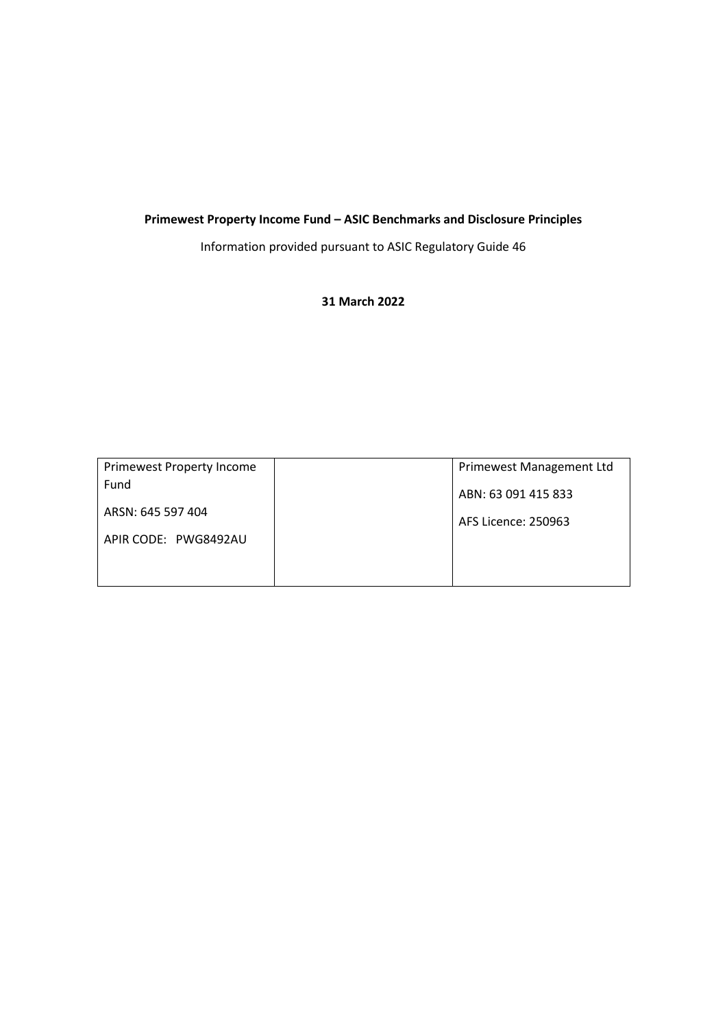**Primewest Property Income Fund – ASIC Benchmarks and Disclosure Principles**

Information provided pursuant to ASIC Regulatory Guide 46

**31 March 2022**

| Primewest Property Income Fund<br><br>ARSN: 645 597 404<br><br>APIR CODE: PWG8492AU | | Primewest Management Ltd<br><br>ABN: 63 091 415 833<br><br>AFS Licence: 250963 |
|---|---|---|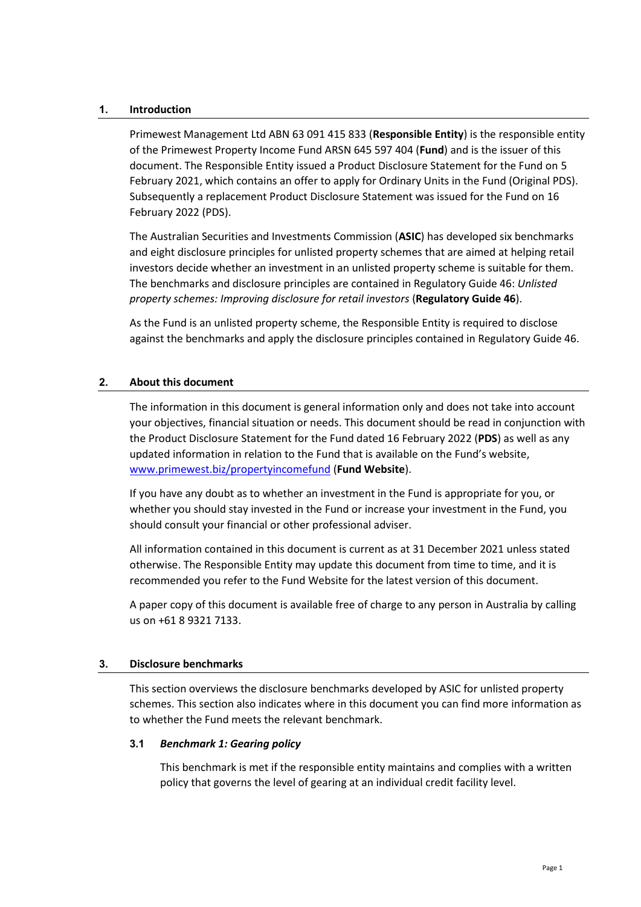## 1. Introduction

Primewest Management Ltd ABN 63 091 415 833 (**Responsible Entity**) is the responsible entity of the Primewest Property Income Fund ARSN 645 597 404 (**Fund**) and is the issuer of this document. The Responsible Entity issued a Product Disclosure Statement for the Fund on 5 February 2021, which contains an offer to apply for Ordinary Units in the Fund (Original PDS). Subsequently a replacement Product Disclosure Statement was issued for the Fund on 16 February 2022 (PDS).

The Australian Securities and Investments Commission (**ASIC**) has developed six benchmarks and eight disclosure principles for unlisted property schemes that are aimed at helping retail investors decide whether an investment in an unlisted property scheme is suitable for them. The benchmarks and disclosure principles are contained in Regulatory Guide 46: *Unlisted property schemes: Improving disclosure for retail investors* (**Regulatory Guide 46**).

As the Fund is an unlisted property scheme, the Responsible Entity is required to disclose against the benchmarks and apply the disclosure principles contained in Regulatory Guide 46.

## 2. About this document

The information in this document is general information only and does not take into account your objectives, financial situation or needs. This document should be read in conjunction with the Product Disclosure Statement for the Fund dated 16 February 2022 (**PDS**) as well as any updated information in relation to the Fund that is available on the Fund's website, [www.primewest.biz/propertyincomefund](www.primewest.biz/propertyincomefund) (**Fund Website**).

If you have any doubt as to whether an investment in the Fund is appropriate for you, or whether you should stay invested in the Fund or increase your investment in the Fund, you should consult your financial or other professional adviser.

All information contained in this document is current as at 31 December 2021 unless stated otherwise. The Responsible Entity may update this document from time to time, and it is recommended you refer to the Fund Website for the latest version of this document.

A paper copy of this document is available free of charge to any person in Australia by calling us on +61 8 9321 7133.

## 3. Disclosure benchmarks

This section overviews the disclosure benchmarks developed by ASIC for unlisted property schemes. This section also indicates where in this document you can find more information as to whether the Fund meets the relevant benchmark.

### 3.1 *Benchmark 1: Gearing policy*

This benchmark is met if the responsible entity maintains and complies with a written policy that governs the level of gearing at an individual credit facility level.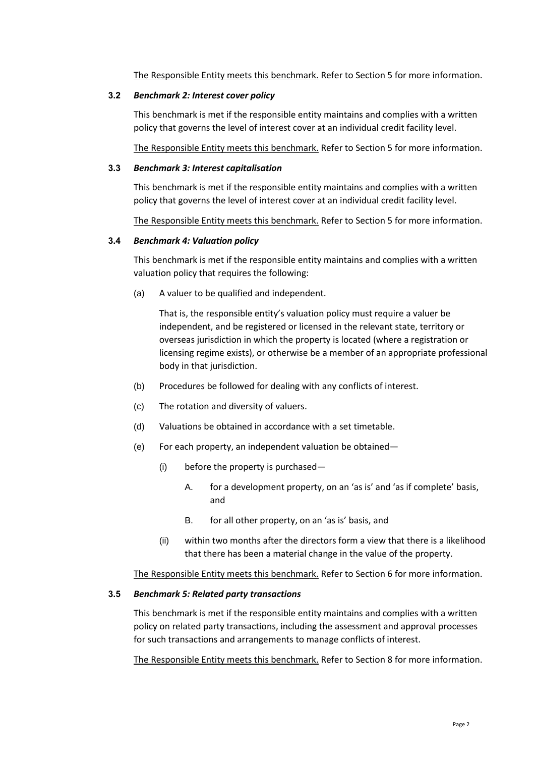The Responsible Entity meets this benchmark. Refer to Section 5 for more information.

### 3.2 *Benchmark 2: Interest cover policy*

This benchmark is met if the responsible entity maintains and complies with a written policy that governs the level of interest cover at an individual credit facility level.

The Responsible Entity meets this benchmark. Refer to Section 5 for more information.

### 3.3 *Benchmark 3: Interest capitalisation*

This benchmark is met if the responsible entity maintains and complies with a written policy that governs the level of interest cover at an individual credit facility level.

The Responsible Entity meets this benchmark. Refer to Section 5 for more information.

### 3.4 *Benchmark 4: Valuation policy*

This benchmark is met if the responsible entity maintains and complies with a written valuation policy that requires the following:

(a) A valuer to be qualified and independent.

That is, the responsible entity's valuation policy must require a valuer be independent, and be registered or licensed in the relevant state, territory or overseas jurisdiction in which the property is located (where a registration or licensing regime exists), or otherwise be a member of an appropriate professional body in that jurisdiction.

(b) Procedures be followed for dealing with any conflicts of interest.

(c) The rotation and diversity of valuers.

(d) Valuations be obtained in accordance with a set timetable.

(e) For each property, an independent valuation be obtained—

(i) before the property is purchased—

A. for a development property, on an 'as is' and 'as if complete' basis, and

B. for all other property, on an 'as is' basis, and

(ii) within two months after the directors form a view that there is a likelihood that there has been a material change in the value of the property.

The Responsible Entity meets this benchmark. Refer to Section 6 for more information.

### 3.5 *Benchmark 5: Related party transactions*

This benchmark is met if the responsible entity maintains and complies with a written policy on related party transactions, including the assessment and approval processes for such transactions and arrangements to manage conflicts of interest.

The Responsible Entity meets this benchmark. Refer to Section 8 for more information.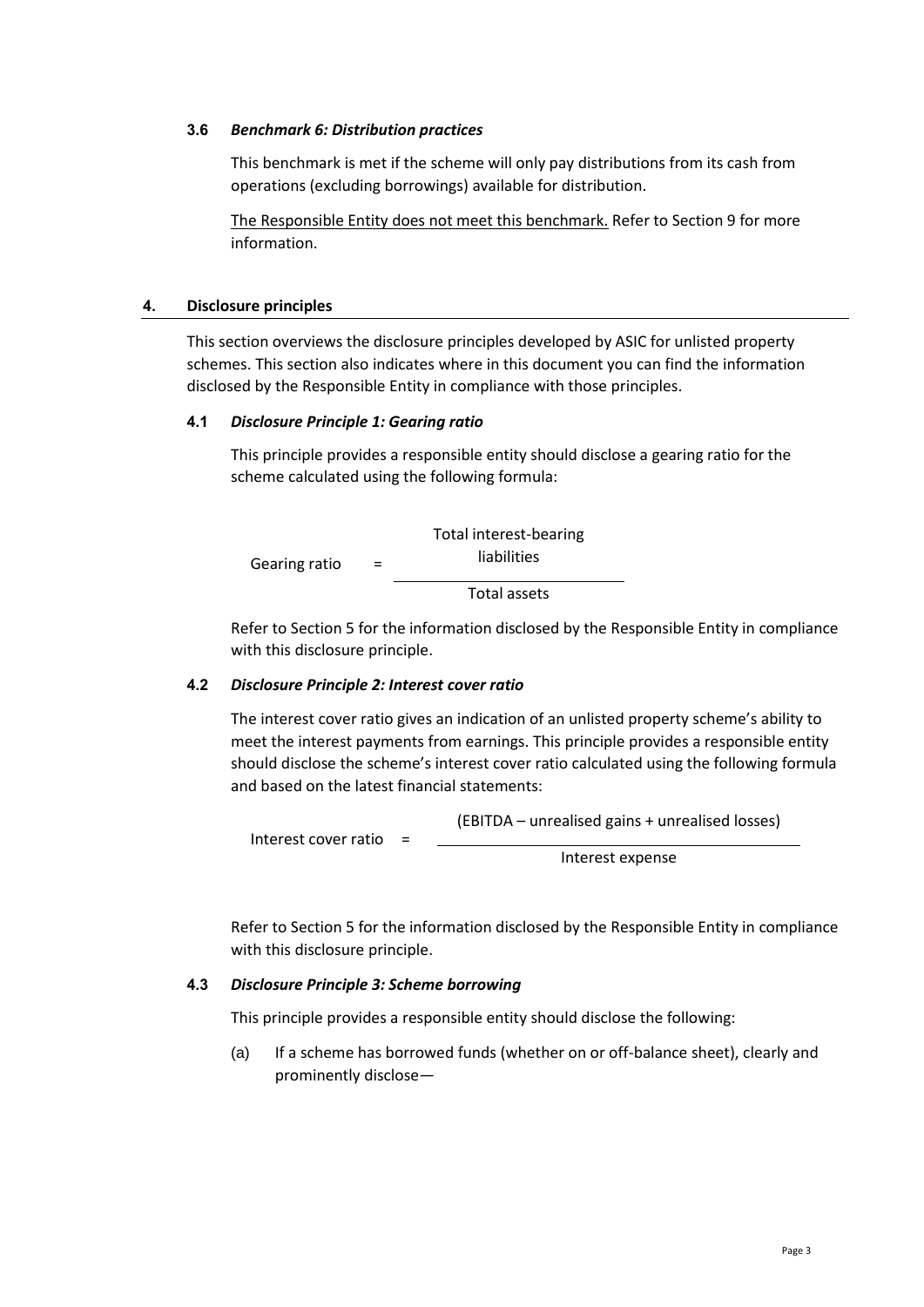### 3.6 *Benchmark 6: Distribution practices*

This benchmark is met if the scheme will only pay distributions from its cash from operations (excluding borrowings) available for distribution.

<u>The Responsible Entity does not meet this benchmark.</u> Refer to Section 9 for more information.

## 4. Disclosure principles

This section overviews the disclosure principles developed by ASIC for unlisted property schemes. This section also indicates where in this document you can find the information disclosed by the Responsible Entity in compliance with those principles.

### 4.1 *Disclosure Principle 1: Gearing ratio*

This principle provides a responsible entity should disclose a gearing ratio for the scheme calculated using the following formula:

$$\text{Gearing ratio} = \frac{\text{Total interest-bearing liabilities}}{\text{Total assets}}$$

Refer to Section 5 for the information disclosed by the Responsible Entity in compliance with this disclosure principle.

### 4.2 *Disclosure Principle 2: Interest cover ratio*

The interest cover ratio gives an indication of an unlisted property scheme's ability to meet the interest payments from earnings. This principle provides a responsible entity should disclose the scheme's interest cover ratio calculated using the following formula and based on the latest financial statements:

$$\text{Interest cover ratio} = \frac{(\text{EBITDA} - \text{unrealised gains} + \text{unrealised losses})}{\text{Interest expense}}$$

Refer to Section 5 for the information disclosed by the Responsible Entity in compliance with this disclosure principle.

### 4.3 *Disclosure Principle 3: Scheme borrowing*

This principle provides a responsible entity should disclose the following:

(a) If a scheme has borrowed funds (whether on or off-balance sheet), clearly and prominently disclose—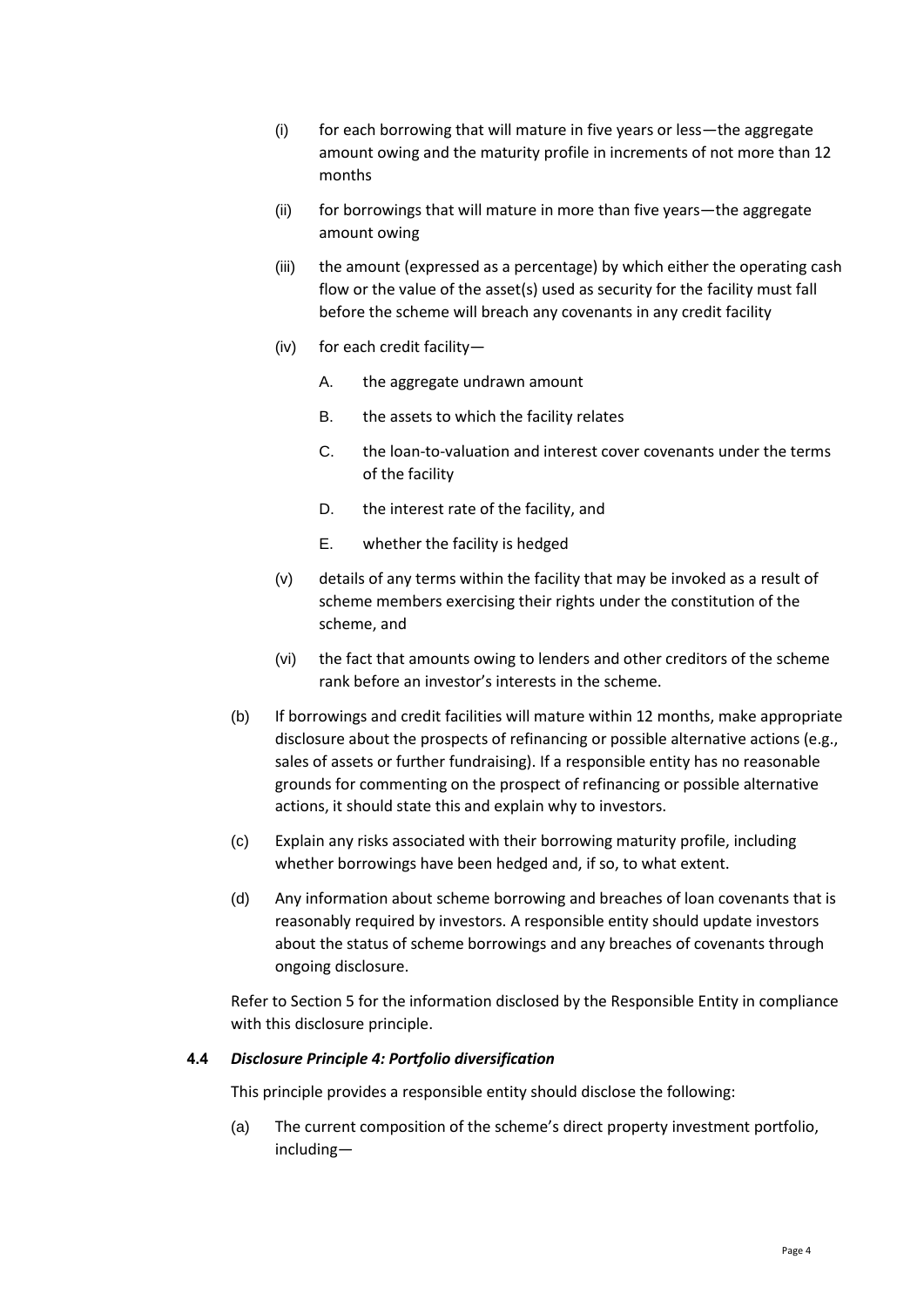(i) for each borrowing that will mature in five years or less—the aggregate amount owing and the maturity profile in increments of not more than 12 months

(ii) for borrowings that will mature in more than five years—the aggregate amount owing

(iii) the amount (expressed as a percentage) by which either the operating cash flow or the value of the asset(s) used as security for the facility must fall before the scheme will breach any covenants in any credit facility

(iv) for each credit facility—

A. the aggregate undrawn amount

B. the assets to which the facility relates

C. the loan-to-valuation and interest cover covenants under the terms of the facility

D. the interest rate of the facility, and

E. whether the facility is hedged

(v) details of any terms within the facility that may be invoked as a result of scheme members exercising their rights under the constitution of the scheme, and

(vi) the fact that amounts owing to lenders and other creditors of the scheme rank before an investor's interests in the scheme.

(b) If borrowings and credit facilities will mature within 12 months, make appropriate disclosure about the prospects of refinancing or possible alternative actions (e.g., sales of assets or further fundraising). If a responsible entity has no reasonable grounds for commenting on the prospect of refinancing or possible alternative actions, it should state this and explain why to investors.

(c) Explain any risks associated with their borrowing maturity profile, including whether borrowings have been hedged and, if so, to what extent.

(d) Any information about scheme borrowing and breaches of loan covenants that is reasonably required by investors. A responsible entity should update investors about the status of scheme borrowings and any breaches of covenants through ongoing disclosure.

Refer to Section 5 for the information disclosed by the Responsible Entity in compliance with this disclosure principle.

### 4.4 *Disclosure Principle 4: Portfolio diversification*

This principle provides a responsible entity should disclose the following:

(a) The current composition of the scheme's direct property investment portfolio, including—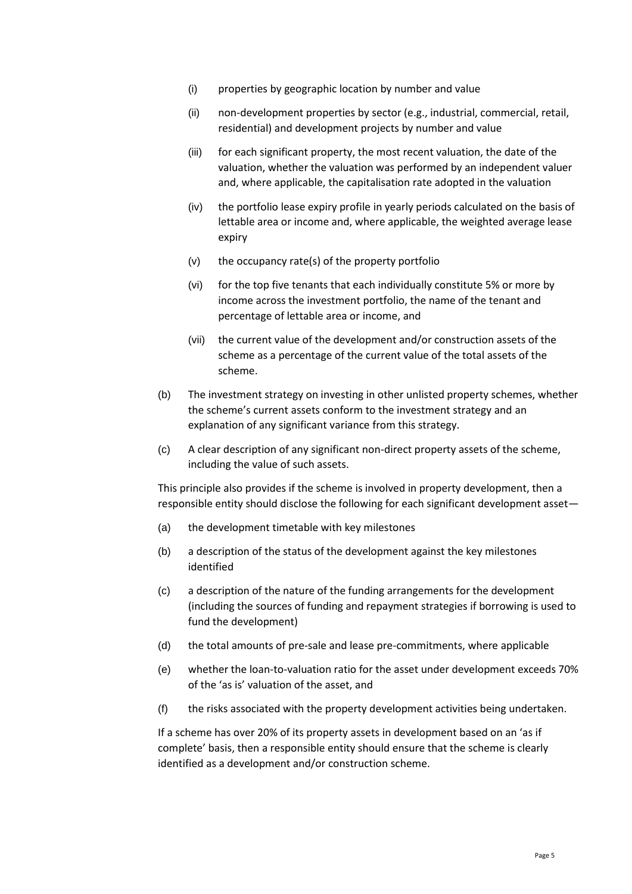- (i) properties by geographic location by number and value
- (ii) non-development properties by sector (e.g., industrial, commercial, retail, residential) and development projects by number and value
- (iii) for each significant property, the most recent valuation, the date of the valuation, whether the valuation was performed by an independent valuer and, where applicable, the capitalisation rate adopted in the valuation
- (iv) the portfolio lease expiry profile in yearly periods calculated on the basis of lettable area or income and, where applicable, the weighted average lease expiry
- (v) the occupancy rate(s) of the property portfolio
- (vi) for the top five tenants that each individually constitute 5% or more by income across the investment portfolio, the name of the tenant and percentage of lettable area or income, and
- (vii) the current value of the development and/or construction assets of the scheme as a percentage of the current value of the total assets of the scheme.

(b) The investment strategy on investing in other unlisted property schemes, whether the scheme's current assets conform to the investment strategy and an explanation of any significant variance from this strategy.

(c) A clear description of any significant non-direct property assets of the scheme, including the value of such assets.

This principle also provides if the scheme is involved in property development, then a responsible entity should disclose the following for each significant development asset—

(a) the development timetable with key milestones

(b) a description of the status of the development against the key milestones identified

(c) a description of the nature of the funding arrangements for the development (including the sources of funding and repayment strategies if borrowing is used to fund the development)

(d) the total amounts of pre-sale and lease pre-commitments, where applicable

(e) whether the loan-to-valuation ratio for the asset under development exceeds 70% of the 'as is' valuation of the asset, and

(f) the risks associated with the property development activities being undertaken.

If a scheme has over 20% of its property assets in development based on an 'as if complete' basis, then a responsible entity should ensure that the scheme is clearly identified as a development and/or construction scheme.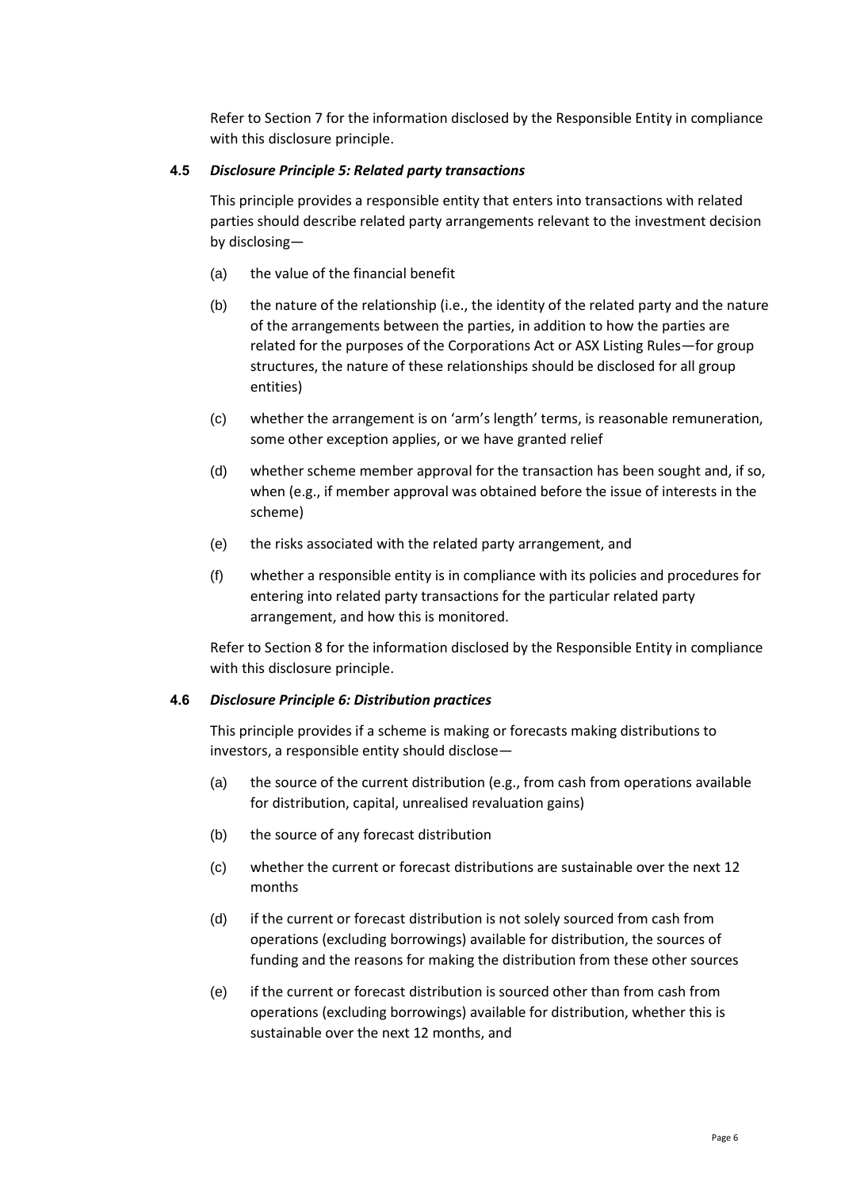Refer to Section 7 for the information disclosed by the Responsible Entity in compliance with this disclosure principle.

### 4.5 *Disclosure Principle 5: Related party transactions*

This principle provides a responsible entity that enters into transactions with related parties should describe related party arrangements relevant to the investment decision by disclosing—

(a) the value of the financial benefit

(b) the nature of the relationship (i.e., the identity of the related party and the nature of the arrangements between the parties, in addition to how the parties are related for the purposes of the Corporations Act or ASX Listing Rules—for group structures, the nature of these relationships should be disclosed for all group entities)

(c) whether the arrangement is on 'arm's length' terms, is reasonable remuneration, some other exception applies, or we have granted relief

(d) whether scheme member approval for the transaction has been sought and, if so, when (e.g., if member approval was obtained before the issue of interests in the scheme)

(e) the risks associated with the related party arrangement, and

(f) whether a responsible entity is in compliance with its policies and procedures for entering into related party transactions for the particular related party arrangement, and how this is monitored.

Refer to Section 8 for the information disclosed by the Responsible Entity in compliance with this disclosure principle.

### 4.6 *Disclosure Principle 6: Distribution practices*

This principle provides if a scheme is making or forecasts making distributions to investors, a responsible entity should disclose—

(a) the source of the current distribution (e.g., from cash from operations available for distribution, capital, unrealised revaluation gains)

(b) the source of any forecast distribution

(c) whether the current or forecast distributions are sustainable over the next 12 months

(d) if the current or forecast distribution is not solely sourced from cash from operations (excluding borrowings) available for distribution, the sources of funding and the reasons for making the distribution from these other sources

(e) if the current or forecast distribution is sourced other than from cash from operations (excluding borrowings) available for distribution, whether this is sustainable over the next 12 months, and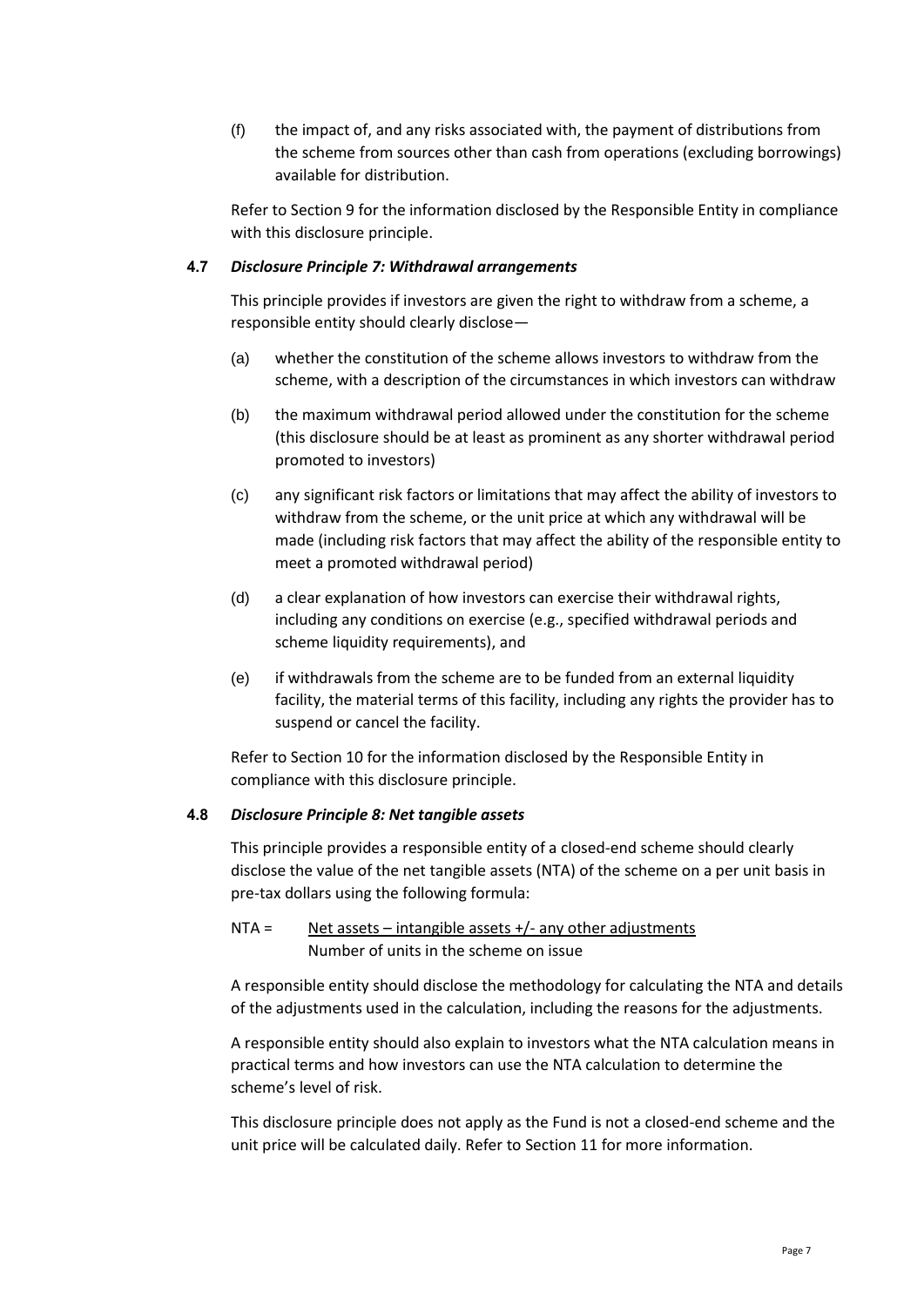(f) the impact of, and any risks associated with, the payment of distributions from the scheme from sources other than cash from operations (excluding borrowings) available for distribution.

Refer to Section 9 for the information disclosed by the Responsible Entity in compliance with this disclosure principle.

### 4.7 *Disclosure Principle 7: Withdrawal arrangements*

This principle provides if investors are given the right to withdraw from a scheme, a responsible entity should clearly disclose—

(a) whether the constitution of the scheme allows investors to withdraw from the scheme, with a description of the circumstances in which investors can withdraw

(b) the maximum withdrawal period allowed under the constitution for the scheme (this disclosure should be at least as prominent as any shorter withdrawal period promoted to investors)

(c) any significant risk factors or limitations that may affect the ability of investors to withdraw from the scheme, or the unit price at which any withdrawal will be made (including risk factors that may affect the ability of the responsible entity to meet a promoted withdrawal period)

(d) a clear explanation of how investors can exercise their withdrawal rights, including any conditions on exercise (e.g., specified withdrawal periods and scheme liquidity requirements), and

(e) if withdrawals from the scheme are to be funded from an external liquidity facility, the material terms of this facility, including any rights the provider has to suspend or cancel the facility.

Refer to Section 10 for the information disclosed by the Responsible Entity in compliance with this disclosure principle.

### 4.8 *Disclosure Principle 8: Net tangible assets*

This principle provides a responsible entity of a closed-end scheme should clearly disclose the value of the net tangible assets (NTA) of the scheme on a per unit basis in pre-tax dollars using the following formula:

$$\text{NTA} = \frac{\text{Net assets} - \text{intangible assets} +/- \text{any other adjustments}}{\text{Number of units in the scheme on issue}}$$

A responsible entity should disclose the methodology for calculating the NTA and details of the adjustments used in the calculation, including the reasons for the adjustments.

A responsible entity should also explain to investors what the NTA calculation means in practical terms and how investors can use the NTA calculation to determine the scheme's level of risk.

This disclosure principle does not apply as the Fund is not a closed-end scheme and the unit price will be calculated daily. Refer to Section 11 for more information.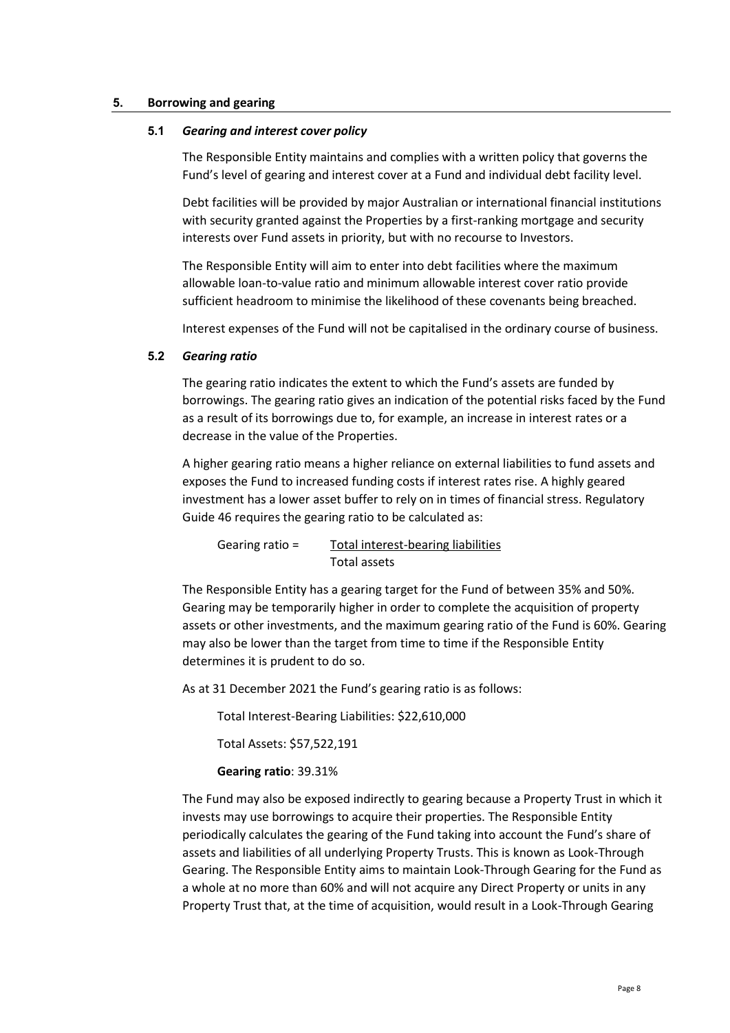## 5. Borrowing and gearing

### 5.1 *Gearing and interest cover policy*

The Responsible Entity maintains and complies with a written policy that governs the Fund's level of gearing and interest cover at a Fund and individual debt facility level.

Debt facilities will be provided by major Australian or international financial institutions with security granted against the Properties by a first-ranking mortgage and security interests over Fund assets in priority, but with no recourse to Investors.

The Responsible Entity will aim to enter into debt facilities where the maximum allowable loan-to-value ratio and minimum allowable interest cover ratio provide sufficient headroom to minimise the likelihood of these covenants being breached.

Interest expenses of the Fund will not be capitalised in the ordinary course of business.

### 5.2 *Gearing ratio*

The gearing ratio indicates the extent to which the Fund's assets are funded by borrowings. The gearing ratio gives an indication of the potential risks faced by the Fund as a result of its borrowings due to, for example, an increase in interest rates or a decrease in the value of the Properties.

A higher gearing ratio means a higher reliance on external liabilities to fund assets and exposes the Fund to increased funding costs if interest rates rise. A highly geared investment has a lower asset buffer to rely on in times of financial stress. Regulatory Guide 46 requires the gearing ratio to be calculated as:

$$\text{Gearing ratio} = \frac{\text{Total interest-bearing liabilities}}{\text{Total assets}}$$

The Responsible Entity has a gearing target for the Fund of between 35% and 50%. Gearing may be temporarily higher in order to complete the acquisition of property assets or other investments, and the maximum gearing ratio of the Fund is 60%. Gearing may also be lower than the target from time to time if the Responsible Entity determines it is prudent to do so.

As at 31 December 2021 the Fund's gearing ratio is as follows:

Total Interest-Bearing Liabilities: $22,610,000

Total Assets: $57,522,191

**Gearing ratio**: 39.31%

The Fund may also be exposed indirectly to gearing because a Property Trust in which it invests may use borrowings to acquire their properties. The Responsible Entity periodically calculates the gearing of the Fund taking into account the Fund's share of assets and liabilities of all underlying Property Trusts. This is known as Look-Through Gearing. The Responsible Entity aims to maintain Look-Through Gearing for the Fund as a whole at no more than 60% and will not acquire any Direct Property or units in any Property Trust that, at the time of acquisition, would result in a Look-Through Gearing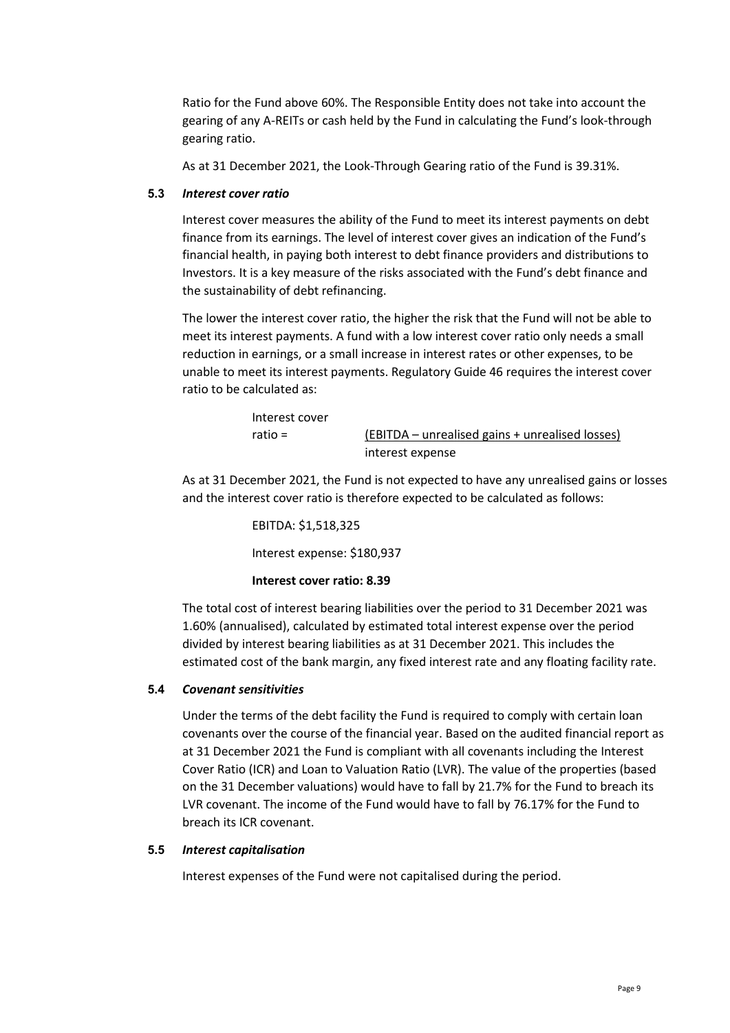Ratio for the Fund above 60%. The Responsible Entity does not take into account the gearing of any A-REITs or cash held by the Fund in calculating the Fund's look-through gearing ratio.

As at 31 December 2021, the Look-Through Gearing ratio of the Fund is 39.31%.

### 5.3 *Interest cover ratio*

Interest cover measures the ability of the Fund to meet its interest payments on debt finance from its earnings. The level of interest cover gives an indication of the Fund's financial health, in paying both interest to debt finance providers and distributions to Investors. It is a key measure of the risks associated with the Fund's debt finance and the sustainability of debt refinancing.

The lower the interest cover ratio, the higher the risk that the Fund will not be able to meet its interest payments. A fund with a low interest cover ratio only needs a small reduction in earnings, or a small increase in interest rates or other expenses, to be unable to meet its interest payments. Regulatory Guide 46 requires the interest cover ratio to be calculated as:

$$\text{Interest cover ratio} = \frac{\text{(EBITDA – unrealised gains + unrealised losses)}}{\text{interest expense}}$$

As at 31 December 2021, the Fund is not expected to have any unrealised gains or losses and the interest cover ratio is therefore expected to be calculated as follows:

EBITDA: $1,518,325

Interest expense: $180,937

**Interest cover ratio: 8.39**

The total cost of interest bearing liabilities over the period to 31 December 2021 was 1.60% (annualised), calculated by estimated total interest expense over the period divided by interest bearing liabilities as at 31 December 2021. This includes the estimated cost of the bank margin, any fixed interest rate and any floating facility rate.

### 5.4 *Covenant sensitivities*

Under the terms of the debt facility the Fund is required to comply with certain loan covenants over the course of the financial year. Based on the audited financial report as at 31 December 2021 the Fund is compliant with all covenants including the Interest Cover Ratio (ICR) and Loan to Valuation Ratio (LVR). The value of the properties (based on the 31 December valuations) would have to fall by 21.7% for the Fund to breach its LVR covenant. The income of the Fund would have to fall by 76.17% for the Fund to breach its ICR covenant.

### 5.5 *Interest capitalisation*

Interest expenses of the Fund were not capitalised during the period.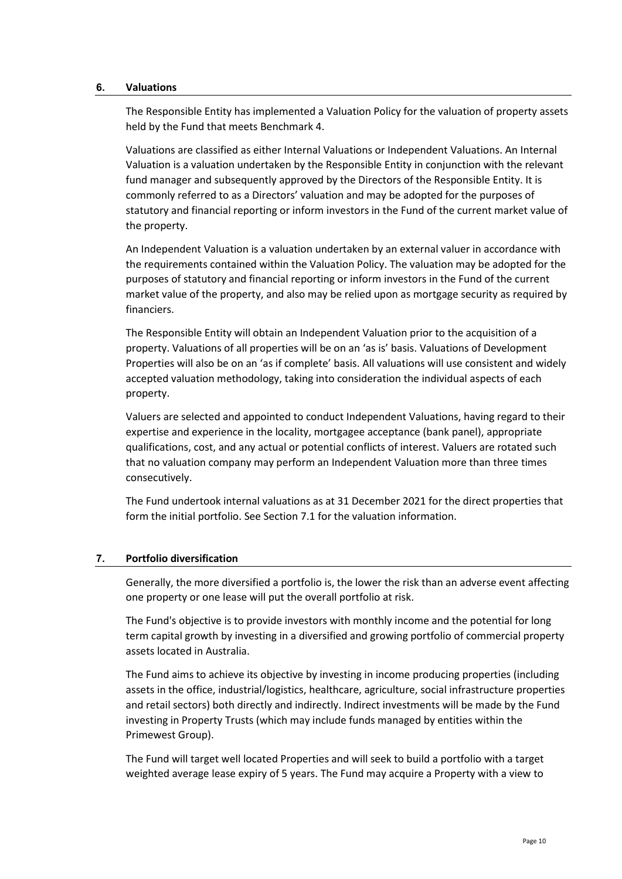## 6. Valuations

The Responsible Entity has implemented a Valuation Policy for the valuation of property assets held by the Fund that meets Benchmark 4.

Valuations are classified as either Internal Valuations or Independent Valuations. An Internal Valuation is a valuation undertaken by the Responsible Entity in conjunction with the relevant fund manager and subsequently approved by the Directors of the Responsible Entity. It is commonly referred to as a Directors' valuation and may be adopted for the purposes of statutory and financial reporting or inform investors in the Fund of the current market value of the property.

An Independent Valuation is a valuation undertaken by an external valuer in accordance with the requirements contained within the Valuation Policy. The valuation may be adopted for the purposes of statutory and financial reporting or inform investors in the Fund of the current market value of the property, and also may be relied upon as mortgage security as required by financiers.

The Responsible Entity will obtain an Independent Valuation prior to the acquisition of a property. Valuations of all properties will be on an 'as is' basis. Valuations of Development Properties will also be on an 'as if complete' basis. All valuations will use consistent and widely accepted valuation methodology, taking into consideration the individual aspects of each property.

Valuers are selected and appointed to conduct Independent Valuations, having regard to their expertise and experience in the locality, mortgagee acceptance (bank panel), appropriate qualifications, cost, and any actual or potential conflicts of interest. Valuers are rotated such that no valuation company may perform an Independent Valuation more than three times consecutively.

The Fund undertook internal valuations as at 31 December 2021 for the direct properties that form the initial portfolio. See Section 7.1 for the valuation information.

## 7. Portfolio diversification

Generally, the more diversified a portfolio is, the lower the risk than an adverse event affecting one property or one lease will put the overall portfolio at risk.

The Fund's objective is to provide investors with monthly income and the potential for long term capital growth by investing in a diversified and growing portfolio of commercial property assets located in Australia.

The Fund aims to achieve its objective by investing in income producing properties (including assets in the office, industrial/logistics, healthcare, agriculture, social infrastructure properties and retail sectors) both directly and indirectly. Indirect investments will be made by the Fund investing in Property Trusts (which may include funds managed by entities within the Primewest Group).

The Fund will target well located Properties and will seek to build a portfolio with a target weighted average lease expiry of 5 years. The Fund may acquire a Property with a view to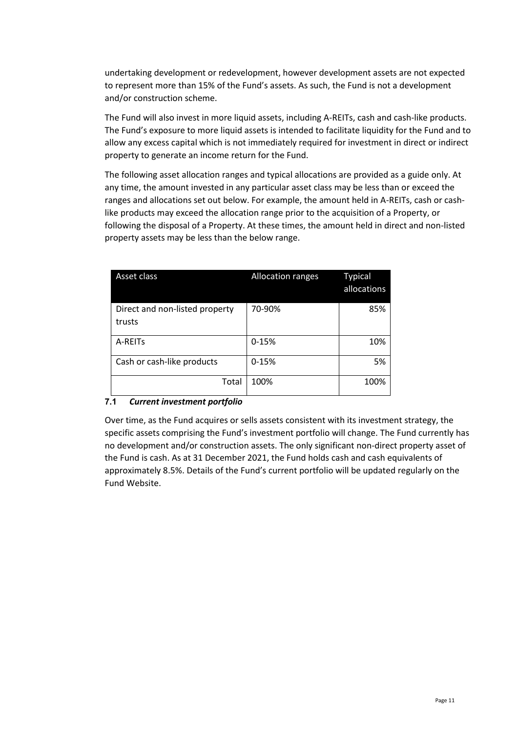undertaking development or redevelopment, however development assets are not expected to represent more than 15% of the Fund's assets. As such, the Fund is not a development and/or construction scheme.

The Fund will also invest in more liquid assets, including A-REITs, cash and cash-like products. The Fund's exposure to more liquid assets is intended to facilitate liquidity for the Fund and to allow any excess capital which is not immediately required for investment in direct or indirect property to generate an income return for the Fund.

The following asset allocation ranges and typical allocations are provided as a guide only. At any time, the amount invested in any particular asset class may be less than or exceed the ranges and allocations set out below. For example, the amount held in A-REITs, cash or cash-like products may exceed the allocation range prior to the acquisition of a Property, or following the disposal of a Property. At these times, the amount held in direct and non-listed property assets may be less than the below range.

| Asset class | Allocation ranges | Typical allocations |
|---|---|---|
| Direct and non-listed property trusts | 70-90% | 85% |
| A-REITs | 0-15% | 10% |
| Cash or cash-like products | 0-15% | 5% |
| Total | 100% | 100% |

### 7.1 *Current investment portfolio*

Over time, as the Fund acquires or sells assets consistent with its investment strategy, the specific assets comprising the Fund's investment portfolio will change. The Fund currently has no development and/or construction assets. The only significant non-direct property asset of the Fund is cash. As at 31 December 2021, the Fund holds cash and cash equivalents of approximately 8.5%. Details of the Fund's current portfolio will be updated regularly on the Fund Website.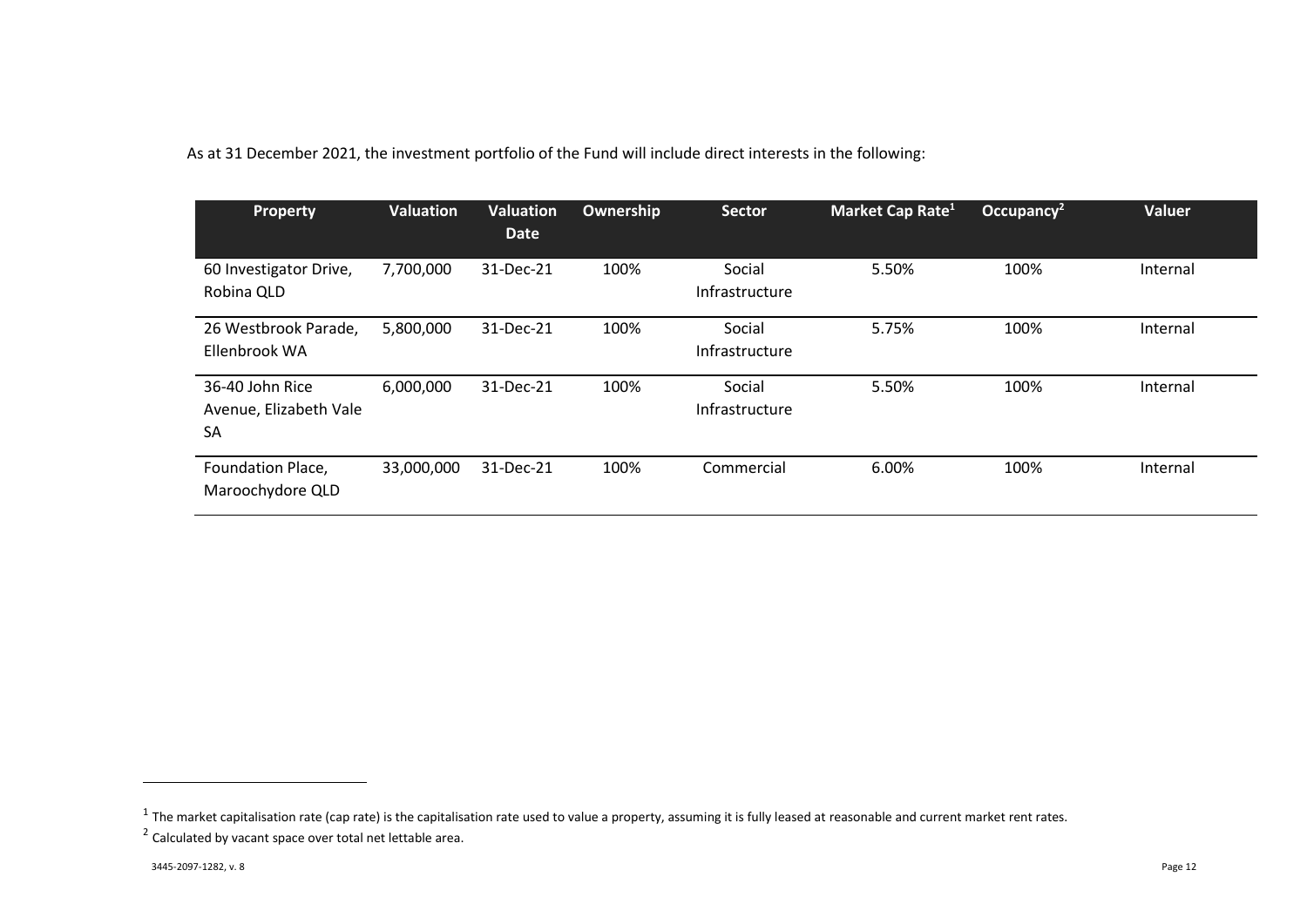As at 31 December 2021, the investment portfolio of the Fund will include direct interests in the following:

| Property | Valuation | Valuation Date | Ownership | Sector | Market Cap Rate[1] | Occupancy[2] | Valuer |
|---|---|---|---|---|---|---|---|
| 60 Investigator Drive, Robina QLD | 7,700,000 | 31-Dec-21 | 100% | Social Infrastructure | 5.50% | 100% | Internal |
| 26 Westbrook Parade, Ellenbrook WA | 5,800,000 | 31-Dec-21 | 100% | Social Infrastructure | 5.75% | 100% | Internal |
| 36-40 John Rice Avenue, Elizabeth Vale SA | 6,000,000 | 31-Dec-21 | 100% | Social Infrastructure | 5.50% | 100% | Internal |
| Foundation Place, Maroochydore QLD | 33,000,000 | 31-Dec-21 | 100% | Commercial | 6.00% | 100% | Internal |

[1] The market capitalisation rate (cap rate) is the capitalisation rate used to value a property, assuming it is fully leased at reasonable and current market rent rates.

[2] Calculated by vacant space over total net lettable area.

3445-2097-1282, v. 8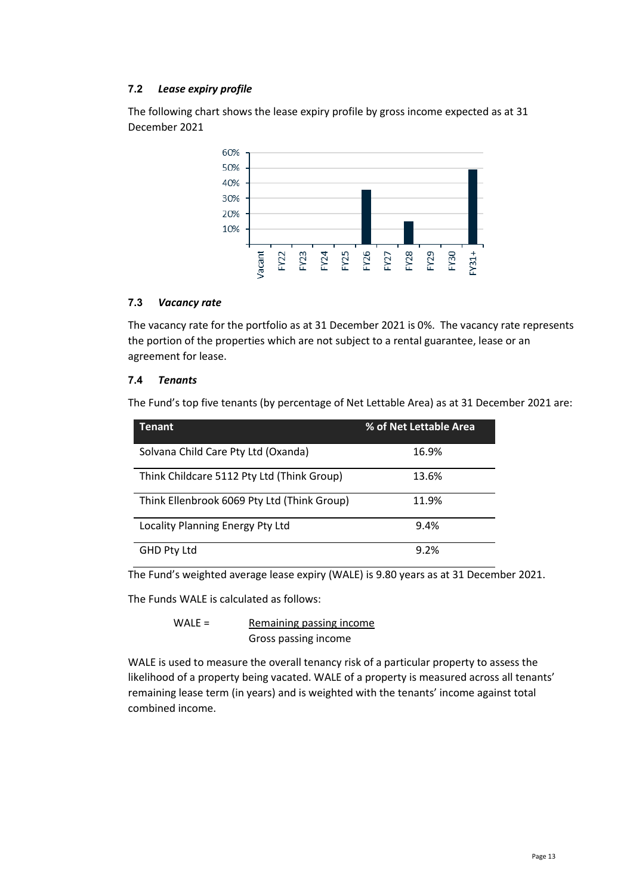### 7.2 *Lease expiry profile*

The following chart shows the lease expiry profile by gross income expected as at 31 December 2021

### 7.3 *Vacancy rate*

The vacancy rate for the portfolio as at 31 December 2021 is 0%. The vacancy rate represents the portion of the properties which are not subject to a rental guarantee, lease or an agreement for lease.

### 7.4 *Tenants*

The Fund's top five tenants (by percentage of Net Lettable Area) as at 31 December 2021 are:

| Tenant | % of Net Lettable Area |
|---|---|
| Solvana Child Care Pty Ltd (Oxanda) | 16.9% |
| Think Childcare 5112 Pty Ltd (Think Group) | 13.6% |
| Think Ellenbrook 6069 Pty Ltd (Think Group) | 11.9% |
| Locality Planning Energy Pty Ltd | 9.4% |
| GHD Pty Ltd | 9.2% |

The Fund's weighted average lease expiry (WALE) is 9.80 years as at 31 December 2021.

The Funds WALE is calculated as follows:

$$\text{WALE} = \frac{\text{Remaining passing income}}{\text{Gross passing income}}$$

WALE is used to measure the overall tenancy risk of a particular property to assess the likelihood of a property being vacated. WALE of a property is measured across all tenants' remaining lease term (in years) and is weighted with the tenants' income against total combined income.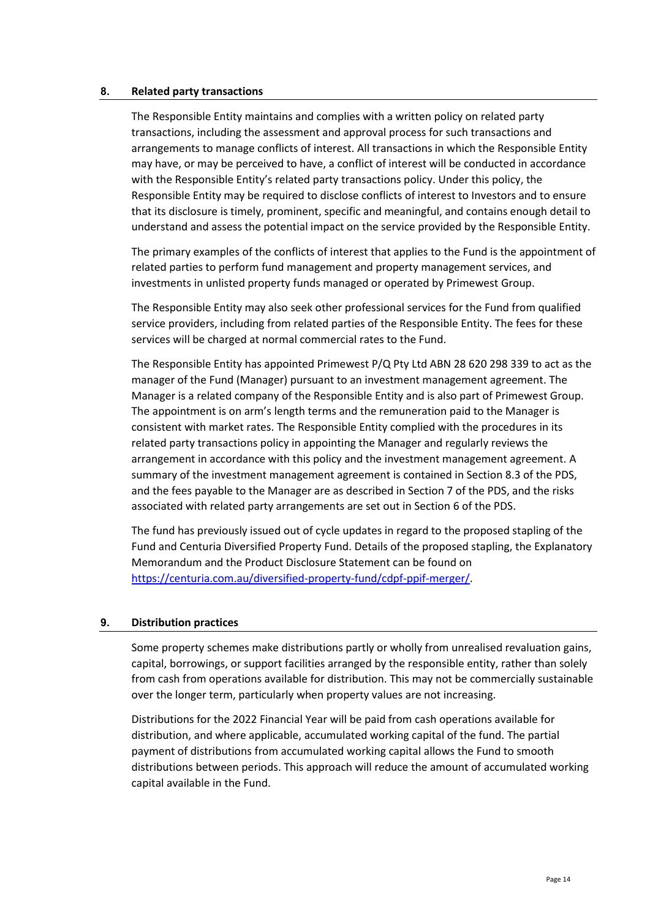## 8. Related party transactions

The Responsible Entity maintains and complies with a written policy on related party transactions, including the assessment and approval process for such transactions and arrangements to manage conflicts of interest. All transactions in which the Responsible Entity may have, or may be perceived to have, a conflict of interest will be conducted in accordance with the Responsible Entity's related party transactions policy. Under this policy, the Responsible Entity may be required to disclose conflicts of interest to Investors and to ensure that its disclosure is timely, prominent, specific and meaningful, and contains enough detail to understand and assess the potential impact on the service provided by the Responsible Entity.

The primary examples of the conflicts of interest that applies to the Fund is the appointment of related parties to perform fund management and property management services, and investments in unlisted property funds managed or operated by Primewest Group.

The Responsible Entity may also seek other professional services for the Fund from qualified service providers, including from related parties of the Responsible Entity. The fees for these services will be charged at normal commercial rates to the Fund.

The Responsible Entity has appointed Primewest P/Q Pty Ltd ABN 28 620 298 339 to act as the manager of the Fund (Manager) pursuant to an investment management agreement. The Manager is a related company of the Responsible Entity and is also part of Primewest Group. The appointment is on arm's length terms and the remuneration paid to the Manager is consistent with market rates. The Responsible Entity complied with the procedures in its related party transactions policy in appointing the Manager and regularly reviews the arrangement in accordance with this policy and the investment management agreement. A summary of the investment management agreement is contained in Section 8.3 of the PDS, and the fees payable to the Manager are as described in Section 7 of the PDS, and the risks associated with related party arrangements are set out in Section 6 of the PDS.

The fund has previously issued out of cycle updates in regard to the proposed stapling of the Fund and Centuria Diversified Property Fund. Details of the proposed stapling, the Explanatory Memorandum and the Product Disclosure Statement can be found on [https://centuria.com.au/diversified-property-fund/cdpf-ppif-merger/](https://centuria.com.au/diversified-property-fund/cdpf-ppif-merger/).

## 9. Distribution practices

Some property schemes make distributions partly or wholly from unrealised revaluation gains, capital, borrowings, or support facilities arranged by the responsible entity, rather than solely from cash from operations available for distribution. This may not be commercially sustainable over the longer term, particularly when property values are not increasing.

Distributions for the 2022 Financial Year will be paid from cash operations available for distribution, and where applicable, accumulated working capital of the fund. The partial payment of distributions from accumulated working capital allows the Fund to smooth distributions between periods. This approach will reduce the amount of accumulated working capital available in the Fund.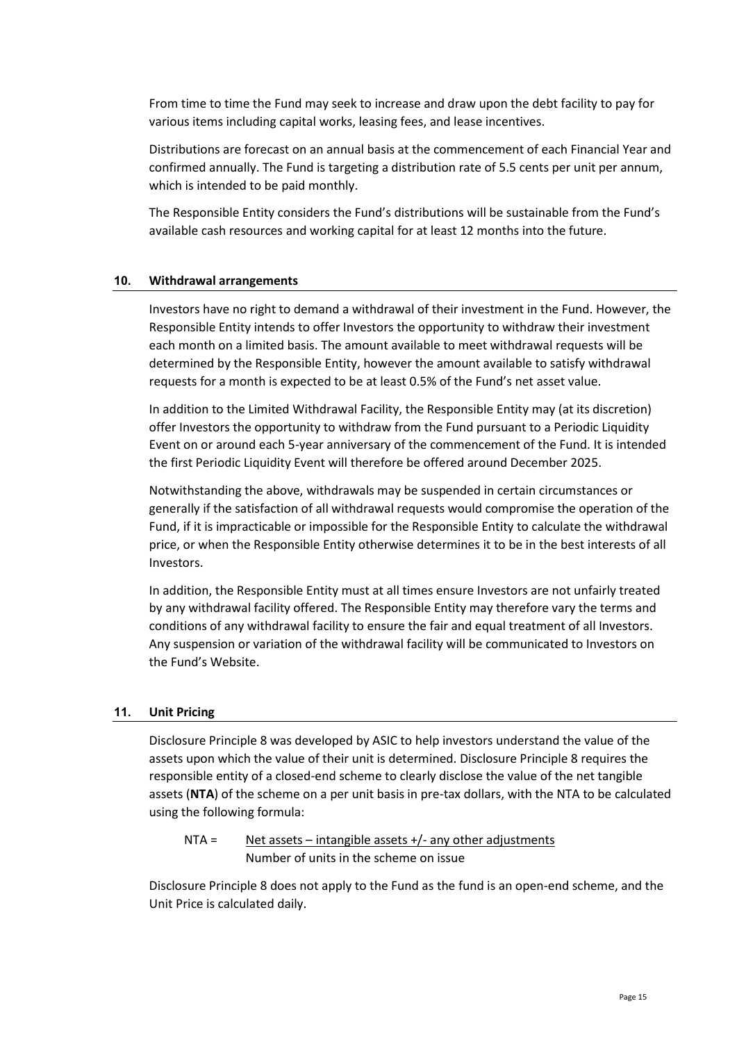From time to time the Fund may seek to increase and draw upon the debt facility to pay for various items including capital works, leasing fees, and lease incentives.

Distributions are forecast on an annual basis at the commencement of each Financial Year and confirmed annually. The Fund is targeting a distribution rate of 5.5 cents per unit per annum, which is intended to be paid monthly.

The Responsible Entity considers the Fund's distributions will be sustainable from the Fund's available cash resources and working capital for at least 12 months into the future.

## 10. Withdrawal arrangements

Investors have no right to demand a withdrawal of their investment in the Fund. However, the Responsible Entity intends to offer Investors the opportunity to withdraw their investment each month on a limited basis. The amount available to meet withdrawal requests will be determined by the Responsible Entity, however the amount available to satisfy withdrawal requests for a month is expected to be at least 0.5% of the Fund's net asset value.

In addition to the Limited Withdrawal Facility, the Responsible Entity may (at its discretion) offer Investors the opportunity to withdraw from the Fund pursuant to a Periodic Liquidity Event on or around each 5-year anniversary of the commencement of the Fund. It is intended the first Periodic Liquidity Event will therefore be offered around December 2025.

Notwithstanding the above, withdrawals may be suspended in certain circumstances or generally if the satisfaction of all withdrawal requests would compromise the operation of the Fund, if it is impracticable or impossible for the Responsible Entity to calculate the withdrawal price, or when the Responsible Entity otherwise determines it to be in the best interests of all Investors.

In addition, the Responsible Entity must at all times ensure Investors are not unfairly treated by any withdrawal facility offered. The Responsible Entity may therefore vary the terms and conditions of any withdrawal facility to ensure the fair and equal treatment of all Investors. Any suspension or variation of the withdrawal facility will be communicated to Investors on the Fund's Website.

## 11. Unit Pricing

Disclosure Principle 8 was developed by ASIC to help investors understand the value of the assets upon which the value of their unit is determined. Disclosure Principle 8 requires the responsible entity of a closed-end scheme to clearly disclose the value of the net tangible assets (**NTA**) of the scheme on a per unit basis in pre-tax dollars, with the NTA to be calculated using the following formula:

$$\text{NTA} = \frac{\text{Net assets} - \text{intangible assets} +/- \text{any other adjustments}}{\text{Number of units in the scheme on issue}}$$

Disclosure Principle 8 does not apply to the Fund as the fund is an open-end scheme, and the Unit Price is calculated daily.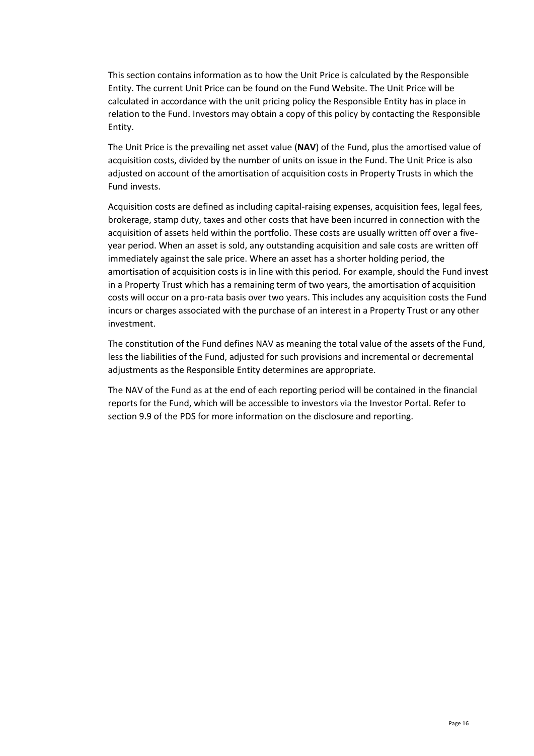This section contains information as to how the Unit Price is calculated by the Responsible Entity. The current Unit Price can be found on the Fund Website. The Unit Price will be calculated in accordance with the unit pricing policy the Responsible Entity has in place in relation to the Fund. Investors may obtain a copy of this policy by contacting the Responsible Entity.

The Unit Price is the prevailing net asset value (**NAV**) of the Fund, plus the amortised value of acquisition costs, divided by the number of units on issue in the Fund. The Unit Price is also adjusted on account of the amortisation of acquisition costs in Property Trusts in which the Fund invests.

Acquisition costs are defined as including capital-raising expenses, acquisition fees, legal fees, brokerage, stamp duty, taxes and other costs that have been incurred in connection with the acquisition of assets held within the portfolio. These costs are usually written off over a five-year period. When an asset is sold, any outstanding acquisition and sale costs are written off immediately against the sale price. Where an asset has a shorter holding period, the amortisation of acquisition costs is in line with this period. For example, should the Fund invest in a Property Trust which has a remaining term of two years, the amortisation of acquisition costs will occur on a pro-rata basis over two years. This includes any acquisition costs the Fund incurs or charges associated with the purchase of an interest in a Property Trust or any other investment.

The constitution of the Fund defines NAV as meaning the total value of the assets of the Fund, less the liabilities of the Fund, adjusted for such provisions and incremental or decremental adjustments as the Responsible Entity determines are appropriate.

The NAV of the Fund as at the end of each reporting period will be contained in the financial reports for the Fund, which will be accessible to investors via the Investor Portal. Refer to section 9.9 of the PDS for more information on the disclosure and reporting.